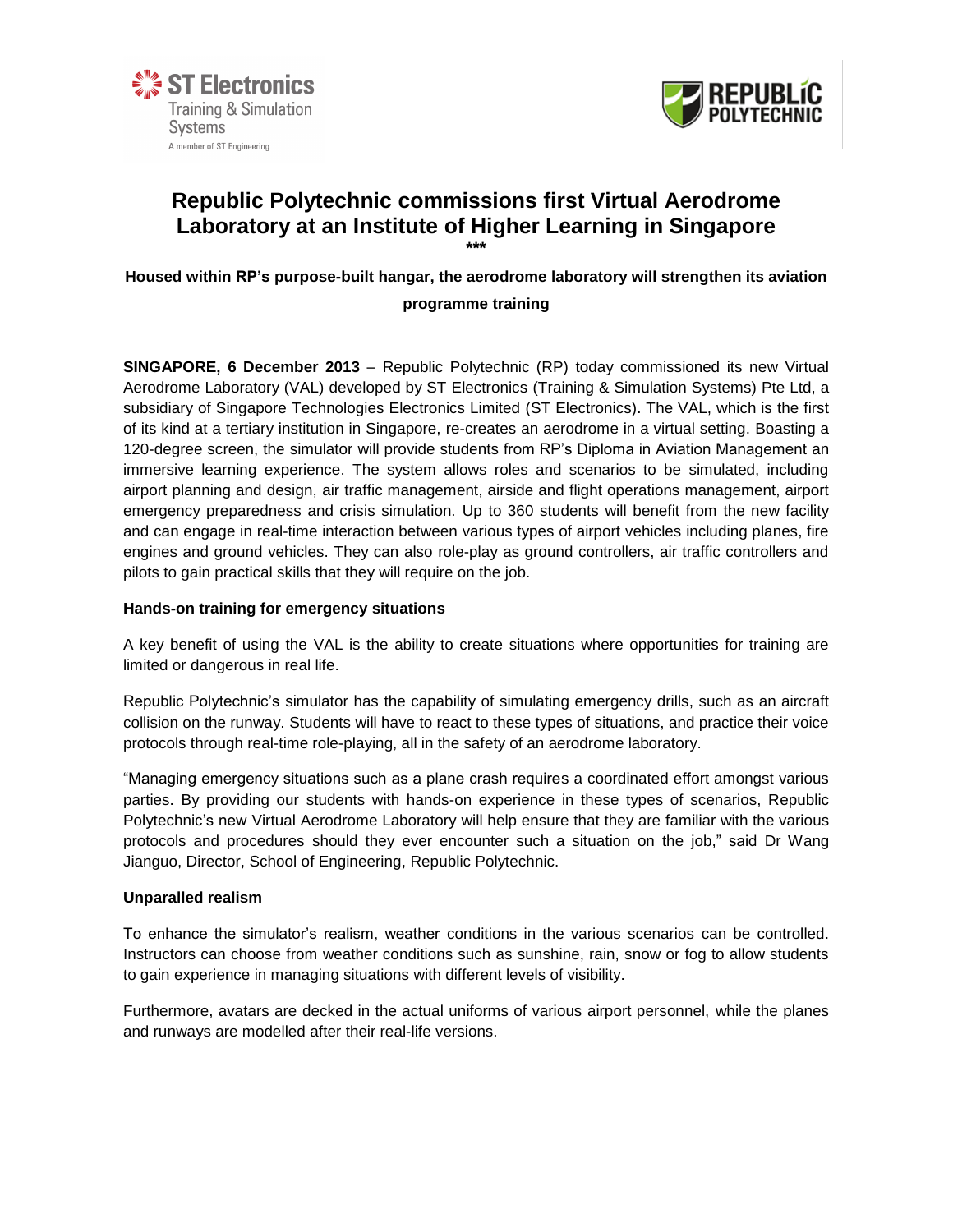ST Electronics
Training & Simulation Systems
A member of ST Engineering

REPUBLIC POLYTECHNIC

# Republic Polytechnic commissions first Virtual Aerodrome Laboratory at an Institute of Higher Learning in Singapore

***

**Housed within RP's purpose-built hangar, the aerodrome laboratory will strengthen its aviation programme training**

**SINGAPORE, 6 December 2013** – Republic Polytechnic (RP) today commissioned its new Virtual Aerodrome Laboratory (VAL) developed by ST Electronics (Training & Simulation Systems) Pte Ltd, a subsidiary of Singapore Technologies Electronics Limited (ST Electronics). The VAL, which is the first of its kind at a tertiary institution in Singapore, re-creates an aerodrome in a virtual setting. Boasting a 120-degree screen, the simulator will provide students from RP's Diploma in Aviation Management an immersive learning experience. The system allows roles and scenarios to be simulated, including airport planning and design, air traffic management, airside and flight operations management, airport emergency preparedness and crisis simulation. Up to 360 students will benefit from the new facility and can engage in real-time interaction between various types of airport vehicles including planes, fire engines and ground vehicles. They can also role-play as ground controllers, air traffic controllers and pilots to gain practical skills that they will require on the job.

### Hands-on training for emergency situations

A key benefit of using the VAL is the ability to create situations where opportunities for training are limited or dangerous in real life.

Republic Polytechnic's simulator has the capability of simulating emergency drills, such as an aircraft collision on the runway. Students will have to react to these types of situations, and practice their voice protocols through real-time role-playing, all in the safety of an aerodrome laboratory.

"Managing emergency situations such as a plane crash requires a coordinated effort amongst various parties. By providing our students with hands-on experience in these types of scenarios, Republic Polytechnic's new Virtual Aerodrome Laboratory will help ensure that they are familiar with the various protocols and procedures should they ever encounter such a situation on the job," said Dr Wang Jianguo, Director, School of Engineering, Republic Polytechnic.

### Unparalled realism

To enhance the simulator's realism, weather conditions in the various scenarios can be controlled. Instructors can choose from weather conditions such as sunshine, rain, snow or fog to allow students to gain experience in managing situations with different levels of visibility.

Furthermore, avatars are decked in the actual uniforms of various airport personnel, while the planes and runways are modelled after their real-life versions.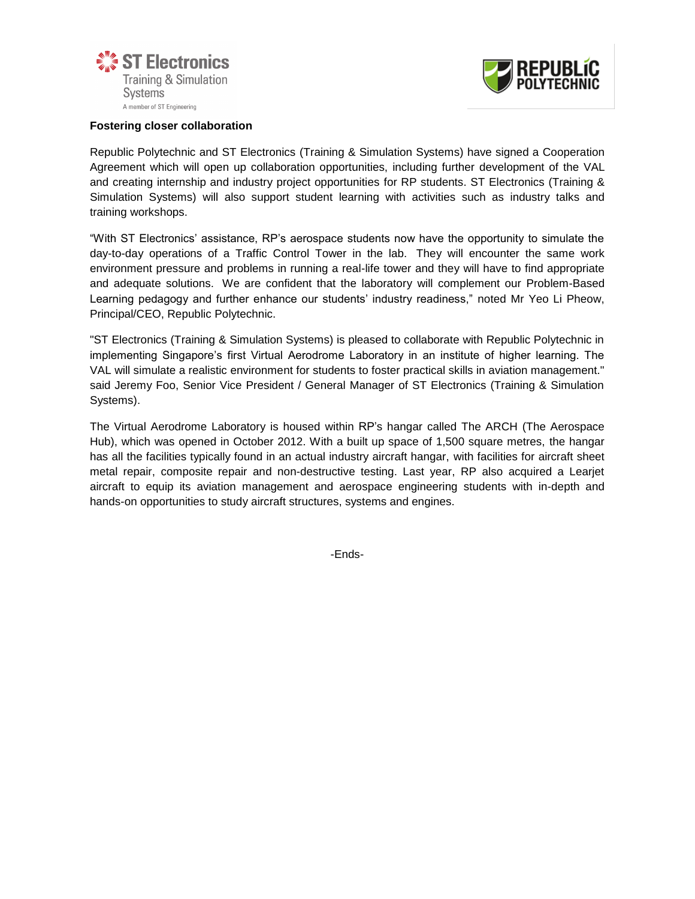**Fostering closer collaboration**

Republic Polytechnic and ST Electronics (Training & Simulation Systems) have signed a Cooperation Agreement which will open up collaboration opportunities, including further development of the VAL and creating internship and industry project opportunities for RP students. ST Electronics (Training & Simulation Systems) will also support student learning with activities such as industry talks and training workshops.

“With ST Electronics’ assistance, RP’s aerospace students now have the opportunity to simulate the day-to-day operations of a Traffic Control Tower in the lab. They will encounter the same work environment pressure and problems in running a real-life tower and they will have to find appropriate and adequate solutions. We are confident that the laboratory will complement our Problem-Based Learning pedagogy and further enhance our students’ industry readiness,” noted Mr Yeo Li Pheow, Principal/CEO, Republic Polytechnic.

"ST Electronics (Training & Simulation Systems) is pleased to collaborate with Republic Polytechnic in implementing Singapore’s first Virtual Aerodrome Laboratory in an institute of higher learning. The VAL will simulate a realistic environment for students to foster practical skills in aviation management." said Jeremy Foo, Senior Vice President / General Manager of ST Electronics (Training & Simulation Systems).

The Virtual Aerodrome Laboratory is housed within RP’s hangar called The ARCH (The Aerospace Hub), which was opened in October 2012. With a built up space of 1,500 square metres, the hangar has all the facilities typically found in an actual industry aircraft hangar, with facilities for aircraft sheet metal repair, composite repair and non-destructive testing. Last year, RP also acquired a Learjet aircraft to equip its aviation management and aerospace engineering students with in-depth and hands-on opportunities to study aircraft structures, systems and engines.

-Ends-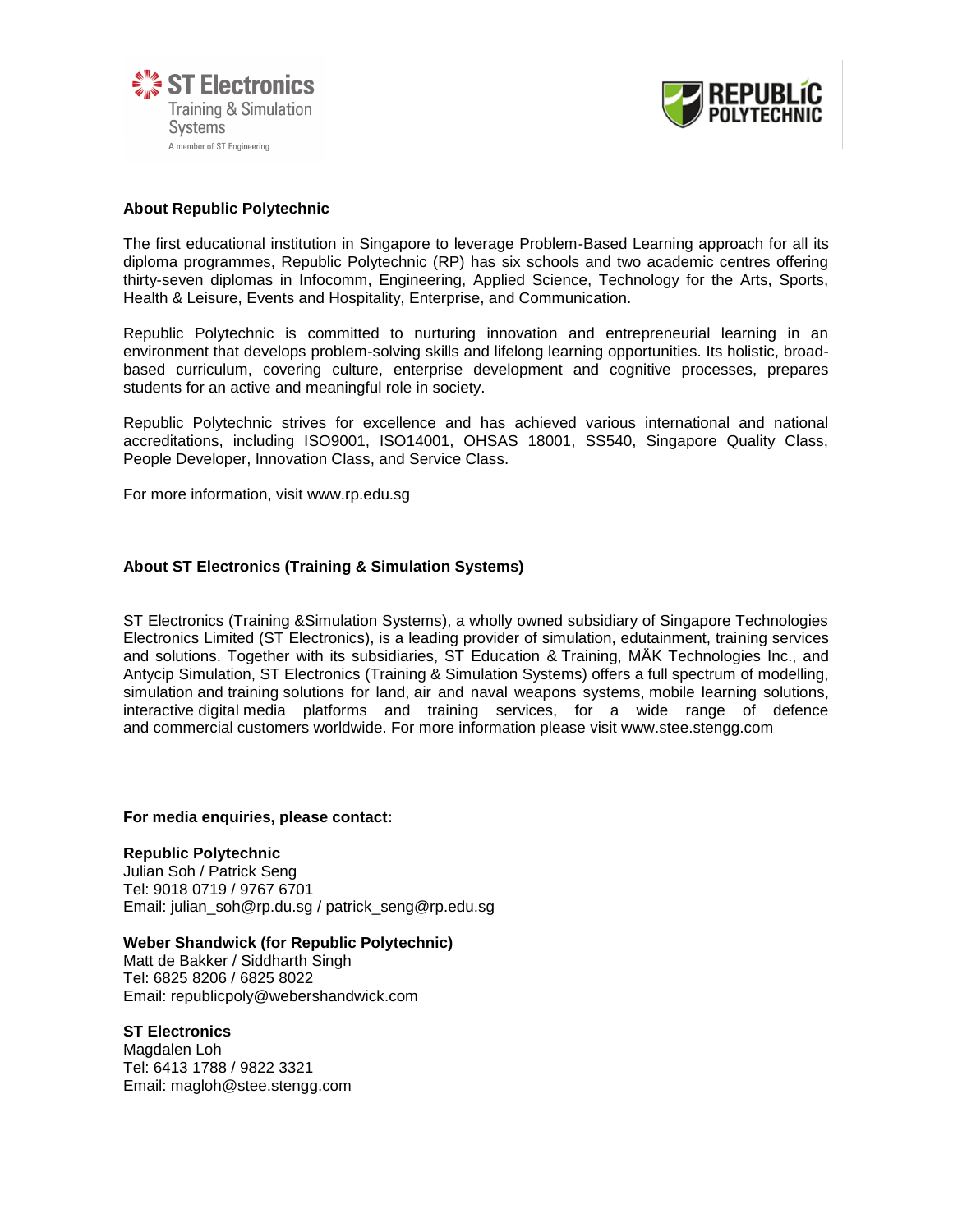## About Republic Polytechnic

The first educational institution in Singapore to leverage Problem-Based Learning approach for all its diploma programmes, Republic Polytechnic (RP) has six schools and two academic centres offering thirty-seven diplomas in Infocomm, Engineering, Applied Science, Technology for the Arts, Sports, Health & Leisure, Events and Hospitality, Enterprise, and Communication.

Republic Polytechnic is committed to nurturing innovation and entrepreneurial learning in an environment that develops problem-solving skills and lifelong learning opportunities. Its holistic, broad-based curriculum, covering culture, enterprise development and cognitive processes, prepares students for an active and meaningful role in society.

Republic Polytechnic strives for excellence and has achieved various international and national accreditations, including ISO9001, ISO14001, OHSAS 18001, SS540, Singapore Quality Class, People Developer, Innovation Class, and Service Class.

For more information, visit www.rp.edu.sg

## About ST Electronics (Training & Simulation Systems)

ST Electronics (Training &Simulation Systems), a wholly owned subsidiary of Singapore Technologies Electronics Limited (ST Electronics), is a leading provider of simulation, edutainment, training services and solutions. Together with its subsidiaries, ST Education & Training, MÄK Technologies Inc., and Antycip Simulation, ST Electronics (Training & Simulation Systems) offers a full spectrum of modelling, simulation and training solutions for land, air and naval weapons systems, mobile learning solutions, interactive digital media platforms and training services, for a wide range of defence and commercial customers worldwide. For more information please visit www.stee.stengg.com

**For media enquiries, please contact:**

**Republic Polytechnic**
Julian Soh / Patrick Seng
Tel: 9018 0719 / 9767 6701
Email: julian_soh@rp.du.sg / patrick_seng@rp.edu.sg

**Weber Shandwick (for Republic Polytechnic)**
Matt de Bakker / Siddharth Singh
Tel: 6825 8206 / 6825 8022
Email: republicpoly@webershandwick.com

**ST Electronics**
Magdalen Loh
Tel: 6413 1788 / 9822 3321
Email: magloh@stee.stengg.com